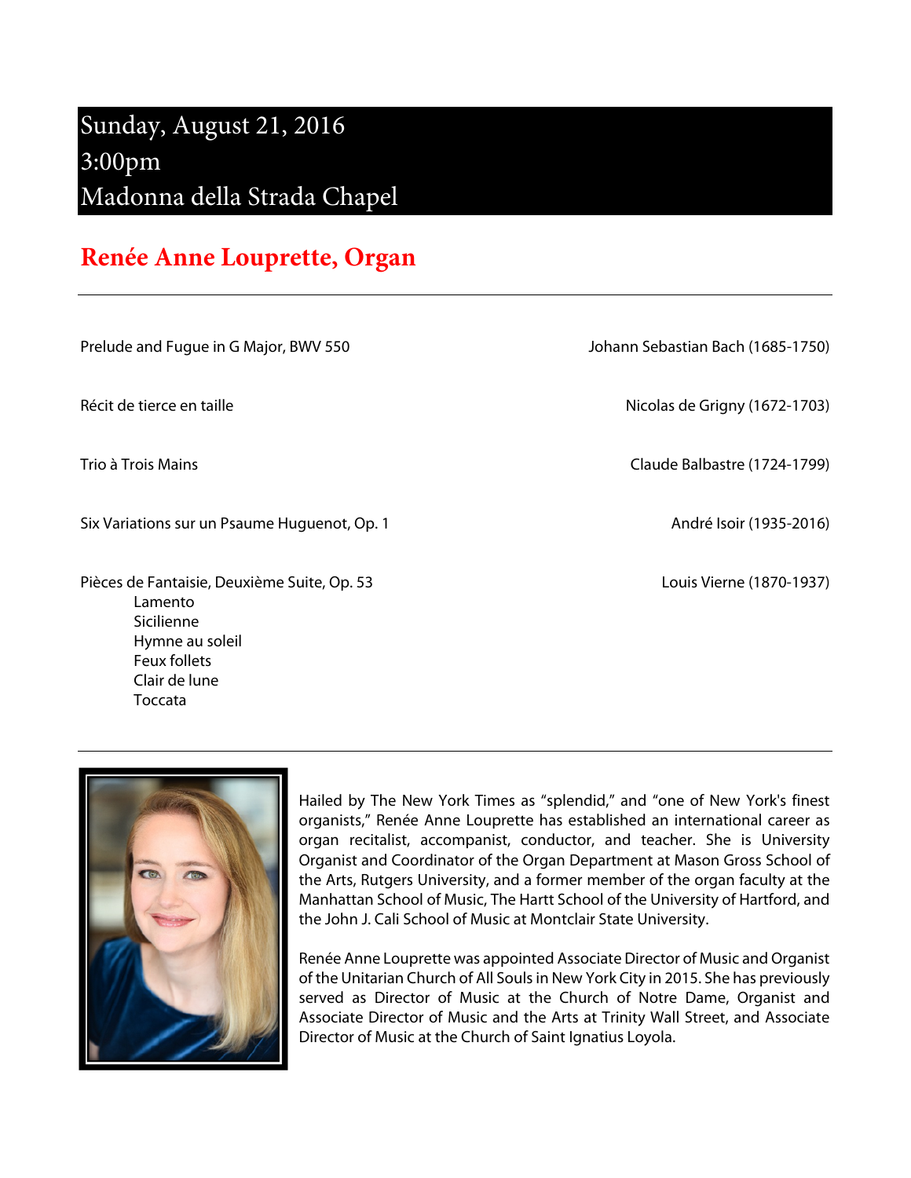# Sunday, August 21, 2016
# 3:00pm
# Madonna della Strada Chapel

## Renée Anne Louprette, Organ

---

| Piece | Composer |
|---|---|
| Prelude and Fugue in G Major, BWV 550 | Johann Sebastian Bach (1685-1750) |
| Récit de tierce en taille | Nicolas de Grigny (1672-1703) |
| Trio à Trois Mains | Claude Balbastre (1724-1799) |
| Six Variations sur un Psaume Huguenot, Op. 1 | André Isoir (1935-2016) |
| Pièces de Fantaisie, Deuxième Suite, Op. 53 | Louis Vierne (1870-1937) |

Pièces de Fantaisie, Deuxième Suite, Op. 53:

- Lamento
- Sicilienne
- Hymne au soleil
- Feux follets
- Clair de lune
- Toccata

---

Hailed by The New York Times as "splendid," and "one of New York's finest organists," Renée Anne Louprette has established an international career as organ recitalist, accompanist, conductor, and teacher. She is University Organist and Coordinator of the Organ Department at Mason Gross School of the Arts, Rutgers University, and a former member of the organ faculty at the Manhattan School of Music, The Hartt School of the University of Hartford, and the John J. Cali School of Music at Montclair State University.

Renée Anne Louprette was appointed Associate Director of Music and Organist of the Unitarian Church of All Souls in New York City in 2015. She has previously served as Director of Music at the Church of Notre Dame, Organist and Associate Director of Music and the Arts at Trinity Wall Street, and Associate Director of Music at the Church of Saint Ignatius Loyola.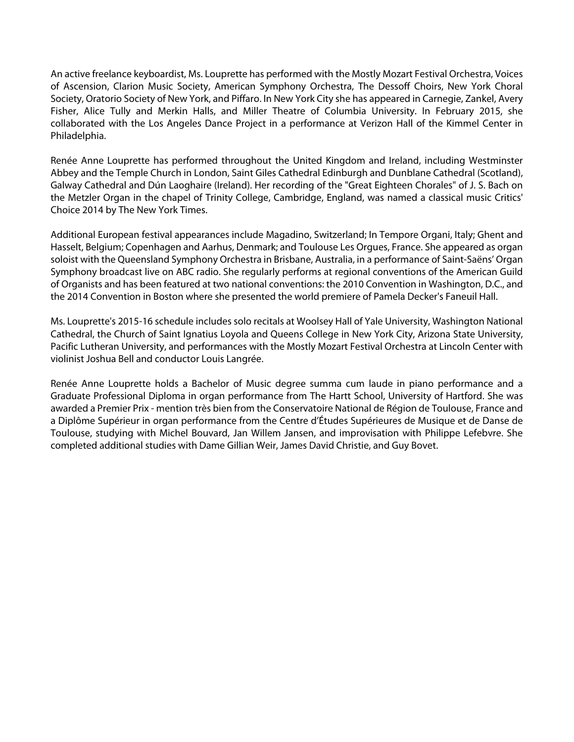An active freelance keyboardist, Ms. Louprette has performed with the Mostly Mozart Festival Orchestra, Voices of Ascension, Clarion Music Society, American Symphony Orchestra, The Dessoff Choirs, New York Choral Society, Oratorio Society of New York, and Piffaro. In New York City she has appeared in Carnegie, Zankel, Avery Fisher, Alice Tully and Merkin Halls, and Miller Theatre of Columbia University. In February 2015, she collaborated with the Los Angeles Dance Project in a performance at Verizon Hall of the Kimmel Center in Philadelphia.

Renée Anne Louprette has performed throughout the United Kingdom and Ireland, including Westminster Abbey and the Temple Church in London, Saint Giles Cathedral Edinburgh and Dunblane Cathedral (Scotland), Galway Cathedral and Dún Laoghaire (Ireland). Her recording of the "Great Eighteen Chorales" of J. S. Bach on the Metzler Organ in the chapel of Trinity College, Cambridge, England, was named a classical music Critics' Choice 2014 by The New York Times.

Additional European festival appearances include Magadino, Switzerland; In Tempore Organi, Italy; Ghent and Hasselt, Belgium; Copenhagen and Aarhus, Denmark; and Toulouse Les Orgues, France. She appeared as organ soloist with the Queensland Symphony Orchestra in Brisbane, Australia, in a performance of Saint-Saëns' Organ Symphony broadcast live on ABC radio. She regularly performs at regional conventions of the American Guild of Organists and has been featured at two national conventions: the 2010 Convention in Washington, D.C., and the 2014 Convention in Boston where she presented the world premiere of Pamela Decker's Faneuil Hall.

Ms. Louprette's 2015-16 schedule includes solo recitals at Woolsey Hall of Yale University, Washington National Cathedral, the Church of Saint Ignatius Loyola and Queens College in New York City, Arizona State University, Pacific Lutheran University, and performances with the Mostly Mozart Festival Orchestra at Lincoln Center with violinist Joshua Bell and conductor Louis Langrée.

Renée Anne Louprette holds a Bachelor of Music degree summa cum laude in piano performance and a Graduate Professional Diploma in organ performance from The Hartt School, University of Hartford. She was awarded a Premier Prix - mention très bien from the Conservatoire National de Région de Toulouse, France and a Diplôme Supérieur in organ performance from the Centre d'Études Supérieures de Musique et de Danse de Toulouse, studying with Michel Bouvard, Jan Willem Jansen, and improvisation with Philippe Lefebvre. She completed additional studies with Dame Gillian Weir, James David Christie, and Guy Bovet.